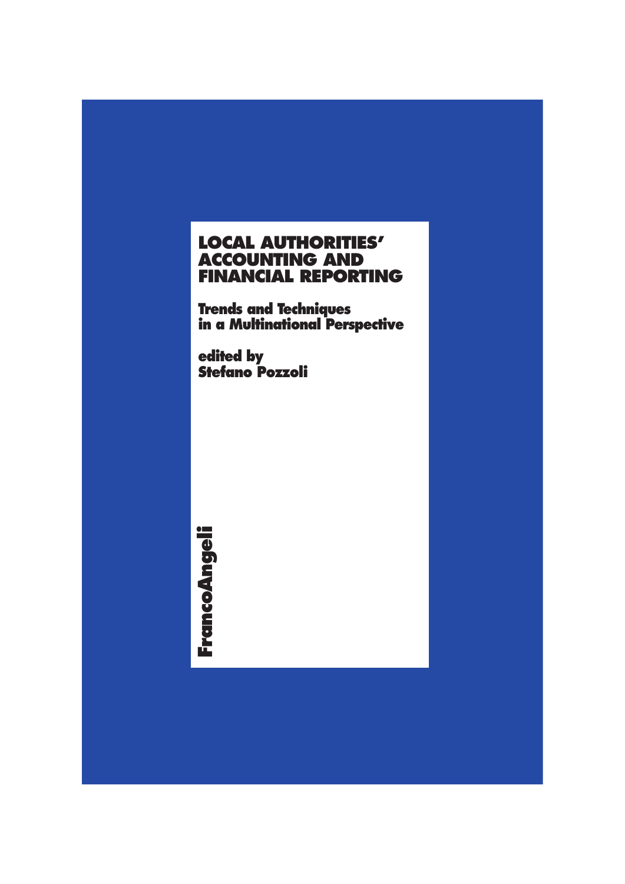# LOCAL AUTHORITIES' ACCOUNTING AND FINANCIAL REPORTING

## Trends and Techniques in a Multinational Perspective

**edited by Stefano Pozzoli**

FrancoAngeli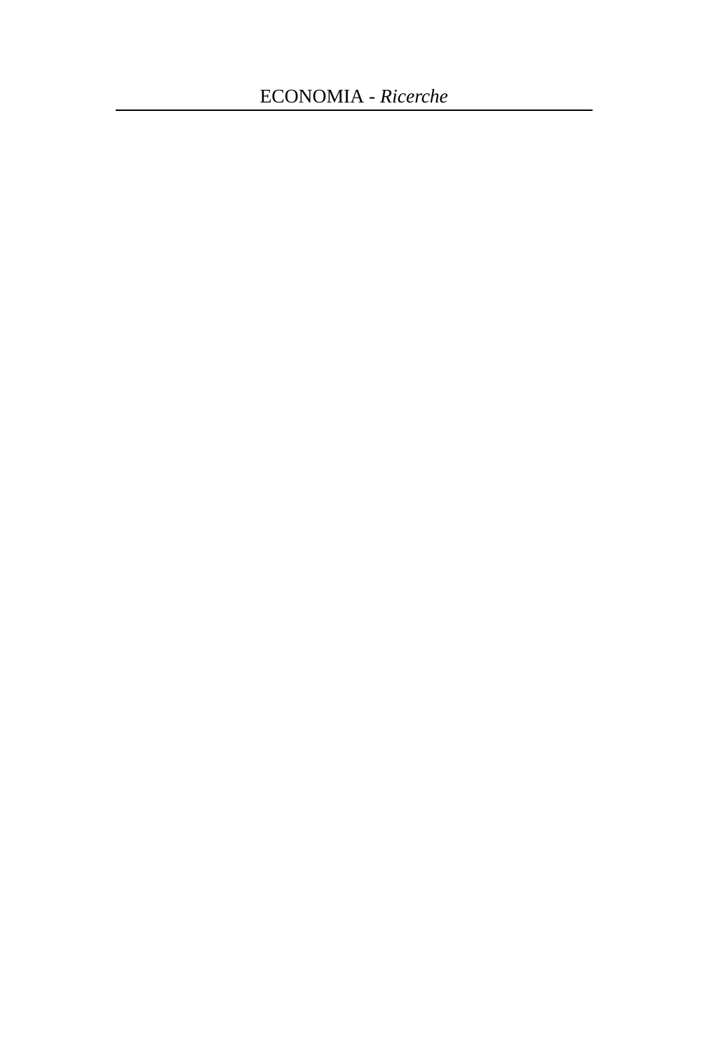ECONOMIA - *Ricerche*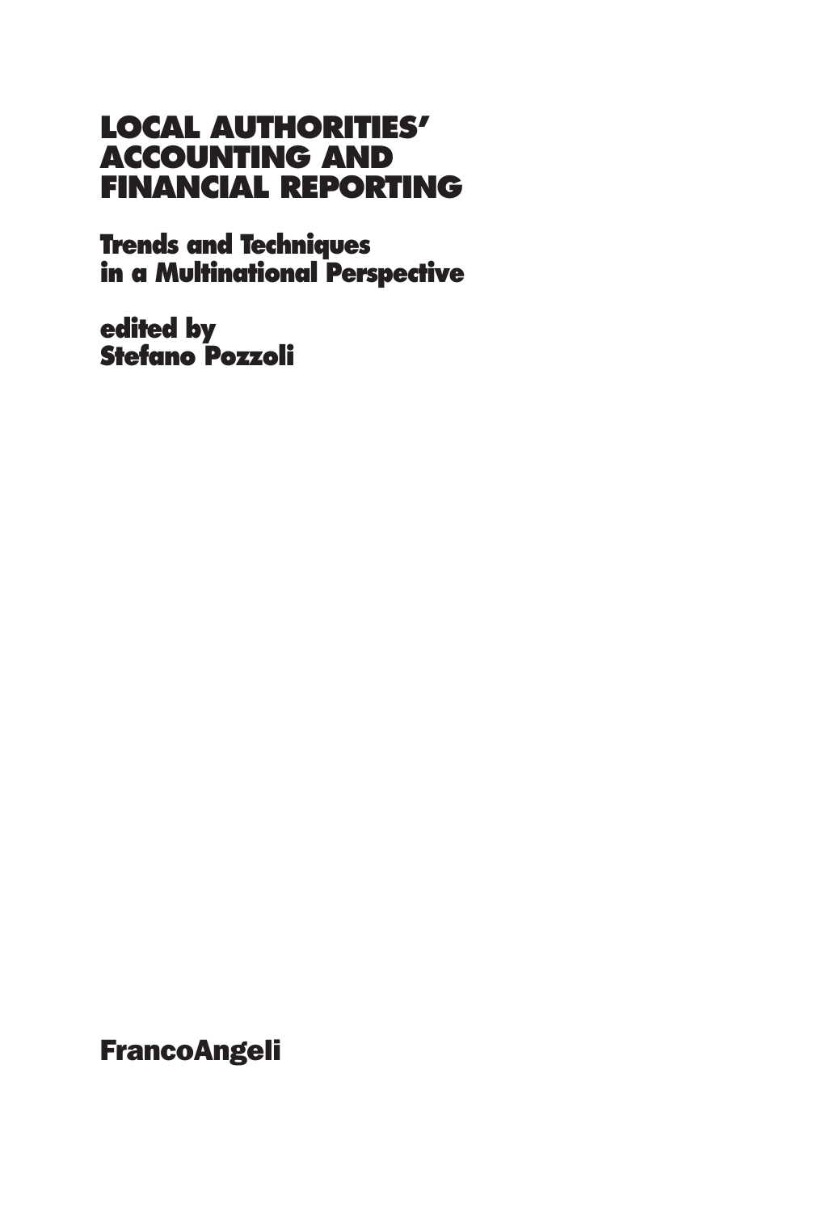# LOCAL AUTHORITIES' ACCOUNTING AND FINANCIAL REPORTING

## Trends and Techniques in a Multinational Perspective

**edited by**
**Stefano Pozzoli**

**FrancoAngeli**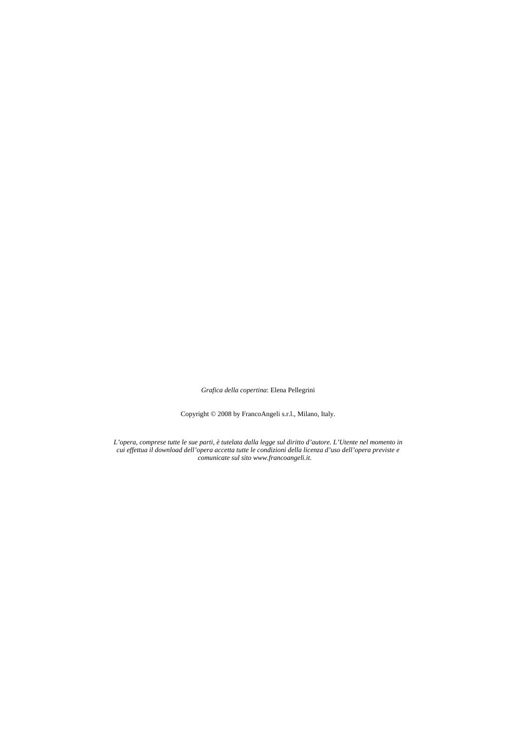*Grafica della copertina*: Elena Pellegrini

Copyright © 2008 by FrancoAngeli s.r.l., Milano, Italy.

*L'opera, comprese tutte le sue parti, è tutelata dalla legge sul diritto d'autore. L'Utente nel momento in cui effettua il download dell'opera accetta tutte le condizioni della licenza d'uso dell'opera previste e comunicate sul sito www.francoangeli.it.*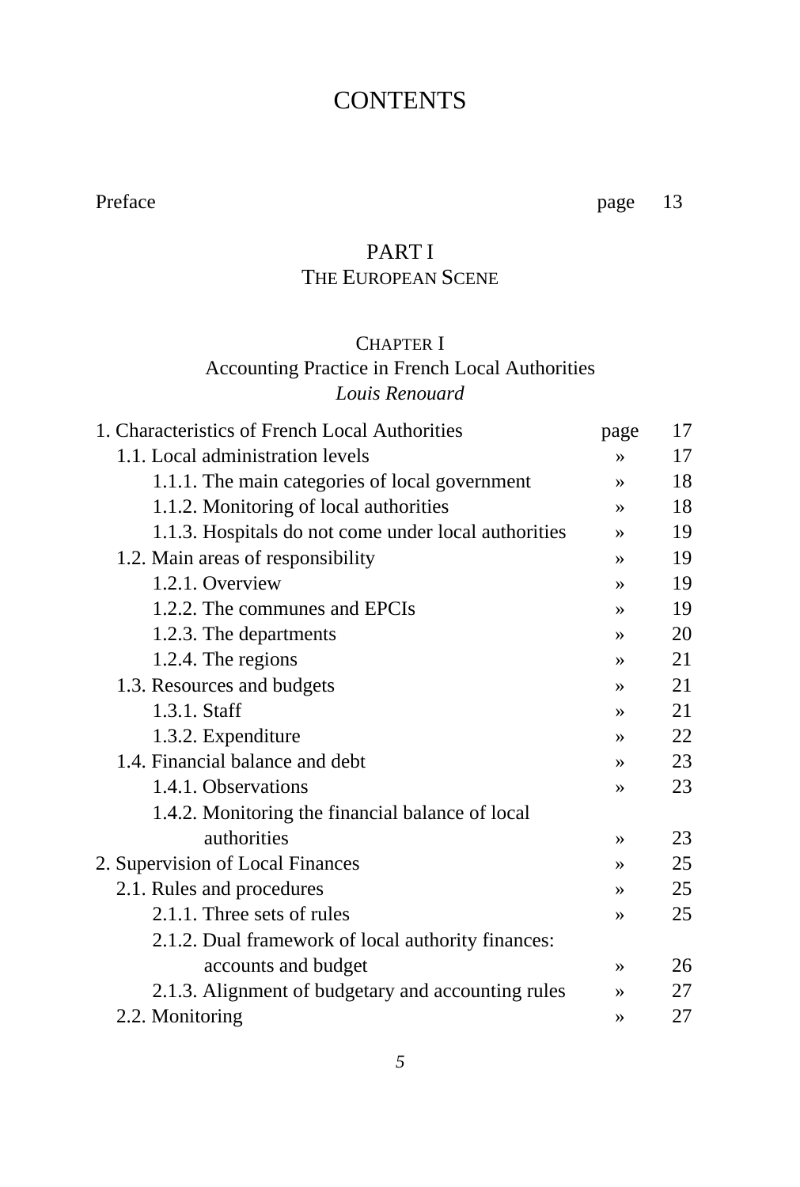# CONTENTS

Preface page 13

## PART I
## The European Scene

### Chapter I
### Accounting Practice in French Local Authorities
*Louis Renouard*

| | | |
|---|---|---|
| 1. Characteristics of French Local Authorities | page | 17 |
| 1.1. Local administration levels | » | 17 |
| 1.1.1. The main categories of local government | » | 18 |
| 1.1.2. Monitoring of local authorities | » | 18 |
| 1.1.3. Hospitals do not come under local authorities | » | 19 |
| 1.2. Main areas of responsibility | » | 19 |
| 1.2.1. Overview | » | 19 |
| 1.2.2. The communes and EPCIs | » | 19 |
| 1.2.3. The departments | » | 20 |
| 1.2.4. The regions | » | 21 |
| 1.3. Resources and budgets | » | 21 |
| 1.3.1. Staff | » | 21 |
| 1.3.2. Expenditure | » | 22 |
| 1.4. Financial balance and debt | » | 23 |
| 1.4.1. Observations | » | 23 |
| 1.4.2. Monitoring the financial balance of local authorities | » | 23 |
| 2. Supervision of Local Finances | » | 25 |
| 2.1. Rules and procedures | » | 25 |
| 2.1.1. Three sets of rules | » | 25 |
| 2.1.2. Dual framework of local authority finances: accounts and budget | » | 26 |
| 2.1.3. Alignment of budgetary and accounting rules | » | 27 |
| 2.2. Monitoring | » | 27 |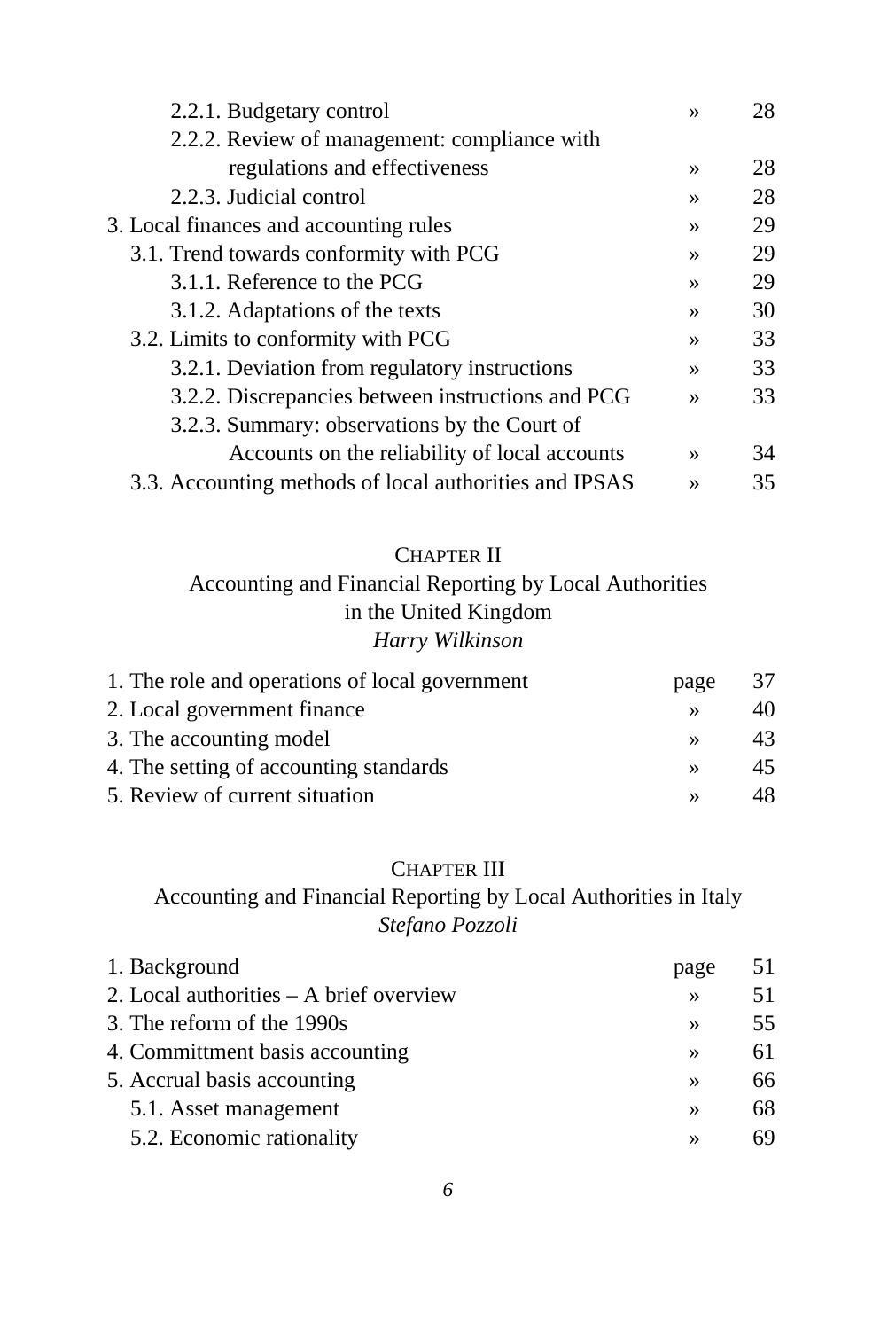2.2.1. Budgetary control » 28
2.2.2. Review of management: compliance with regulations and effectiveness » 28
2.2.3. Judicial control » 28

3. Local finances and accounting rules » 29
3.1. Trend towards conformity with PCG » 29
3.1.1. Reference to the PCG » 29
3.1.2. Adaptations of the texts » 30
3.2. Limits to conformity with PCG » 33
3.2.1. Deviation from regulatory instructions » 33
3.2.2. Discrepancies between instructions and PCG » 33
3.2.3. Summary: observations by the Court of Accounts on the reliability of local accounts » 34
3.3. Accounting methods of local authorities and IPSAS » 35

## CHAPTER II
## Accounting and Financial Reporting by Local Authorities in the United Kingdom
*Harry Wilkinson*

1. The role and operations of local government page 37
2. Local government finance » 40
3. The accounting model » 43
4. The setting of accounting standards » 45
5. Review of current situation » 48

## CHAPTER III
## Accounting and Financial Reporting by Local Authorities in Italy
*Stefano Pozzoli*

1. Background page 51
2. Local authorities – A brief overview » 51
3. The reform of the 1990s » 55
4. Committment basis accounting » 61
5. Accrual basis accounting » 66
5.1. Asset management » 68
5.2. Economic rationality » 69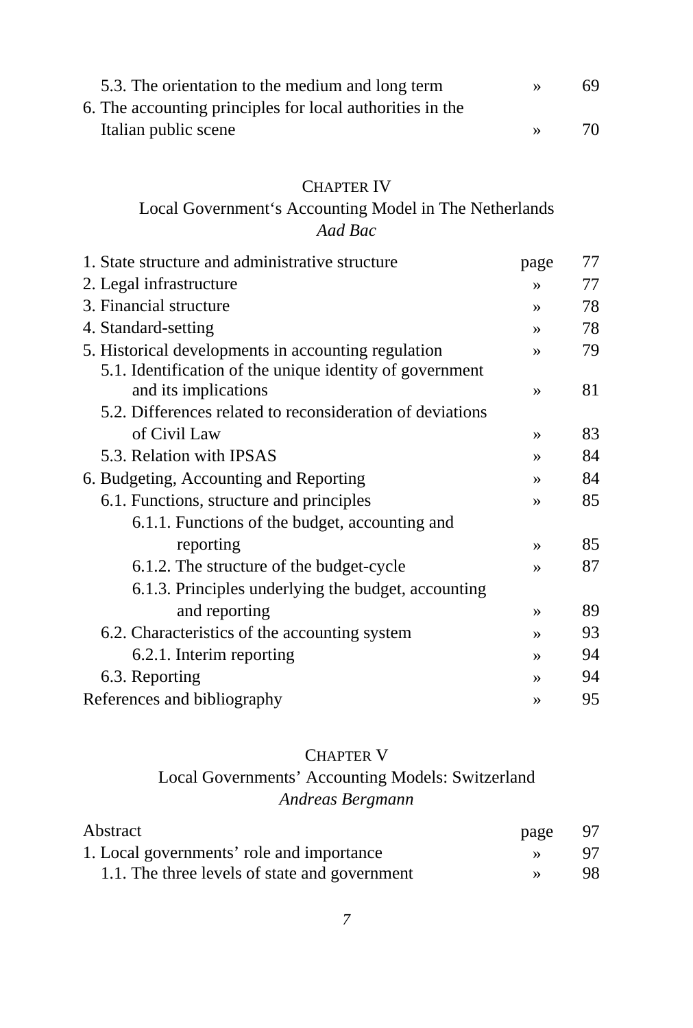| | | |
|---|---|---|
| 5.3. The orientation to the medium and long term | » | 69 |
| 6. The accounting principles for local authorities in the Italian public scene | » | 70 |

## CHAPTER IV

### Local Government‘s Accounting Model in The Netherlands

*Aad Bac*

| | | |
|---|---|---|
| 1. State structure and administrative structure | page | 77 |
| 2. Legal infrastructure | » | 77 |
| 3. Financial structure | » | 78 |
| 4. Standard-setting | » | 78 |
| 5. Historical developments in accounting regulation | » | 79 |
| 5.1. Identification of the unique identity of government and its implications | » | 81 |
| 5.2. Differences related to reconsideration of deviations of Civil Law | » | 83 |
| 5.3. Relation with IPSAS | » | 84 |
| 6. Budgeting, Accounting and Reporting | » | 84 |
| 6.1. Functions, structure and principles | » | 85 |
| 6.1.1. Functions of the budget, accounting and reporting | » | 85 |
| 6.1.2. The structure of the budget-cycle | » | 87 |
| 6.1.3. Principles underlying the budget, accounting and reporting | » | 89 |
| 6.2. Characteristics of the accounting system | » | 93 |
| 6.2.1. Interim reporting | » | 94 |
| 6.3. Reporting | » | 94 |
| References and bibliography | » | 95 |

## CHAPTER V

### Local Governments’ Accounting Models: Switzerland

*Andreas Bergmann*

| | | |
|---|---|---|
| Abstract | page | 97 |
| 1. Local governments’ role and importance | » | 97 |
| 1.1. The three levels of state and government | » | 98 |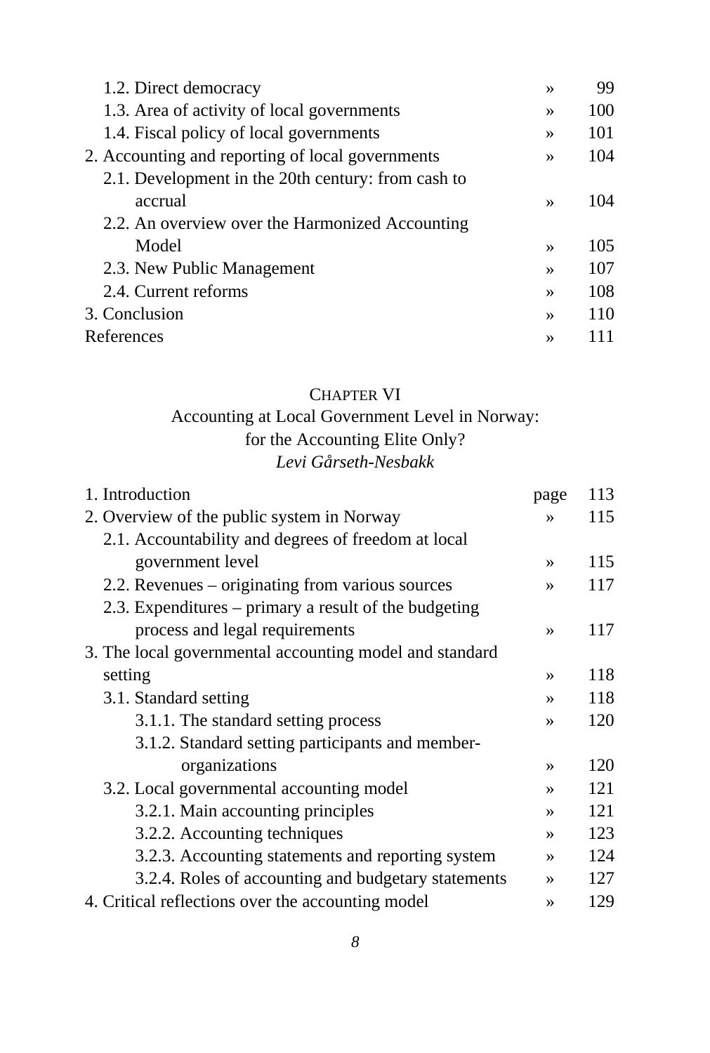1.2. Direct democracy » 99
1.3. Area of activity of local governments » 100
1.4. Fiscal policy of local governments » 101

2. Accounting and reporting of local governments » 104
2.1. Development in the 20th century: from cash to accrual » 104
2.2. An overview over the Harmonized Accounting Model » 105
2.3. New Public Management » 107
2.4. Current reforms » 108

3. Conclusion » 110

References » 111

## CHAPTER VI
## Accounting at Local Government Level in Norway: for the Accounting Elite Only?
*Levi Gårseth-Nesbakk*

1. Introduction page 113

2. Overview of the public system in Norway » 115
2.1. Accountability and degrees of freedom at local government level » 115
2.2. Revenues – originating from various sources » 117
2.3. Expenditures – primary a result of the budgeting process and legal requirements » 117

3. The local governmental accounting model and standard setting » 118
3.1. Standard setting » 118
3.1.1. The standard setting process » 120
3.1.2. Standard setting participants and member-organizations » 120
3.2. Local governmental accounting model » 121
3.2.1. Main accounting principles » 121
3.2.2. Accounting techniques » 123
3.2.3. Accounting statements and reporting system » 124
3.2.4. Roles of accounting and budgetary statements » 127

4. Critical reflections over the accounting model » 129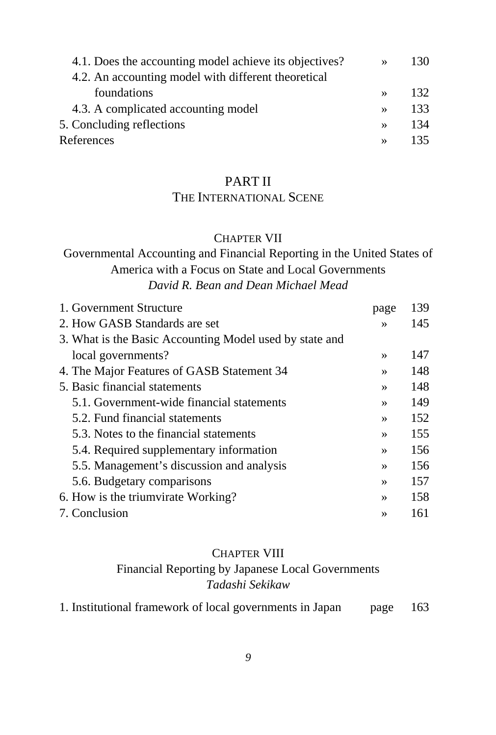| | | |
|---|---|---|
| 4.1. Does the accounting model achieve its objectives? | » | 130 |
| 4.2. An accounting model with different theoretical foundations | » | 132 |
| 4.3. A complicated accounting model | » | 133 |
| 5. Concluding reflections | » | 134 |
| References | » | 135 |

# PART II
## THE INTERNATIONAL SCENE

### CHAPTER VII
### Governmental Accounting and Financial Reporting in the United States of America with a Focus on State and Local Governments
*David R. Bean and Dean Michael Mead*

| | | |
|---|---|---|
| 1. Government Structure | page | 139 |
| 2. How GASB Standards are set | » | 145 |
| 3. What is the Basic Accounting Model used by state and local governments? | » | 147 |
| 4. The Major Features of GASB Statement 34 | » | 148 |
| 5. Basic financial statements | » | 148 |
| 5.1. Government-wide financial statements | » | 149 |
| 5.2. Fund financial statements | » | 152 |
| 5.3. Notes to the financial statements | » | 155 |
| 5.4. Required supplementary information | » | 156 |
| 5.5. Management's discussion and analysis | » | 156 |
| 5.6. Budgetary comparisons | » | 157 |
| 6. How is the triumvirate Working? | » | 158 |
| 7. Conclusion | » | 161 |

### CHAPTER VIII
### Financial Reporting by Japanese Local Governments
*Tadashi Sekikaw*

| | | |
|---|---|---|
| 1. Institutional framework of local governments in Japan | page | 163 |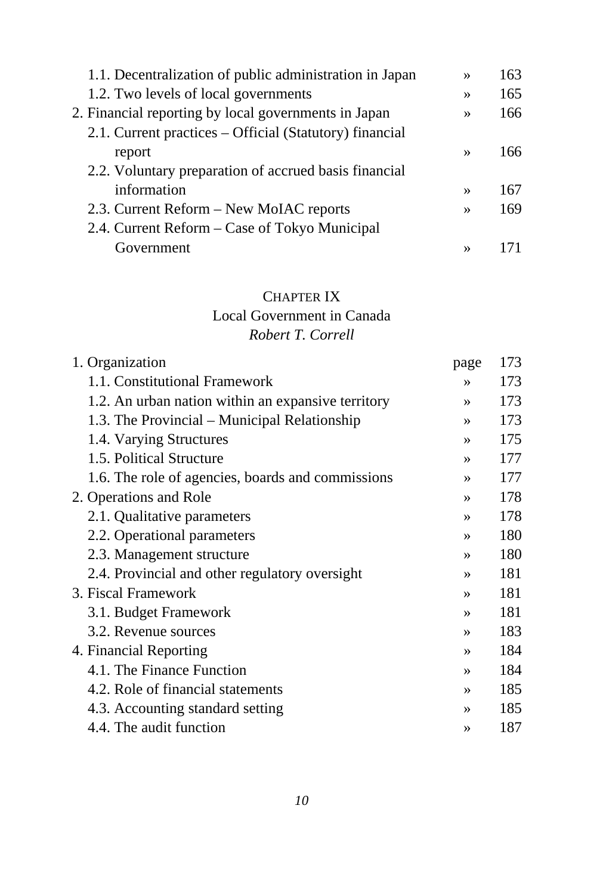1.1. Decentralization of public administration in Japan » 163
1.2. Two levels of local governments » 165
2. Financial reporting by local governments in Japan » 166
2.1. Current practices – Official (Statutory) financial report » 166
2.2. Voluntary preparation of accrued basis financial information » 167
2.3. Current Reform – New MoIAC reports » 169
2.4. Current Reform – Case of Tokyo Municipal Government » 171

## CHAPTER IX
## Local Government in Canada
*Robert T. Correll*

1. Organization page 173
   1.1. Constitutional Framework » 173
   1.2. An urban nation within an expansive territory » 173
   1.3. The Provincial – Municipal Relationship » 173
   1.4. Varying Structures » 175
   1.5. Political Structure » 177
   1.6. The role of agencies, boards and commissions » 177
2. Operations and Role » 178
   2.1. Qualitative parameters » 178
   2.2. Operational parameters » 180
   2.3. Management structure » 180
   2.4. Provincial and other regulatory oversight » 181
3. Fiscal Framework » 181
   3.1. Budget Framework » 181
   3.2. Revenue sources » 183
4. Financial Reporting » 184
   4.1. The Finance Function » 184
   4.2. Role of financial statements » 185
   4.3. Accounting standard setting » 185
   4.4. The audit function » 187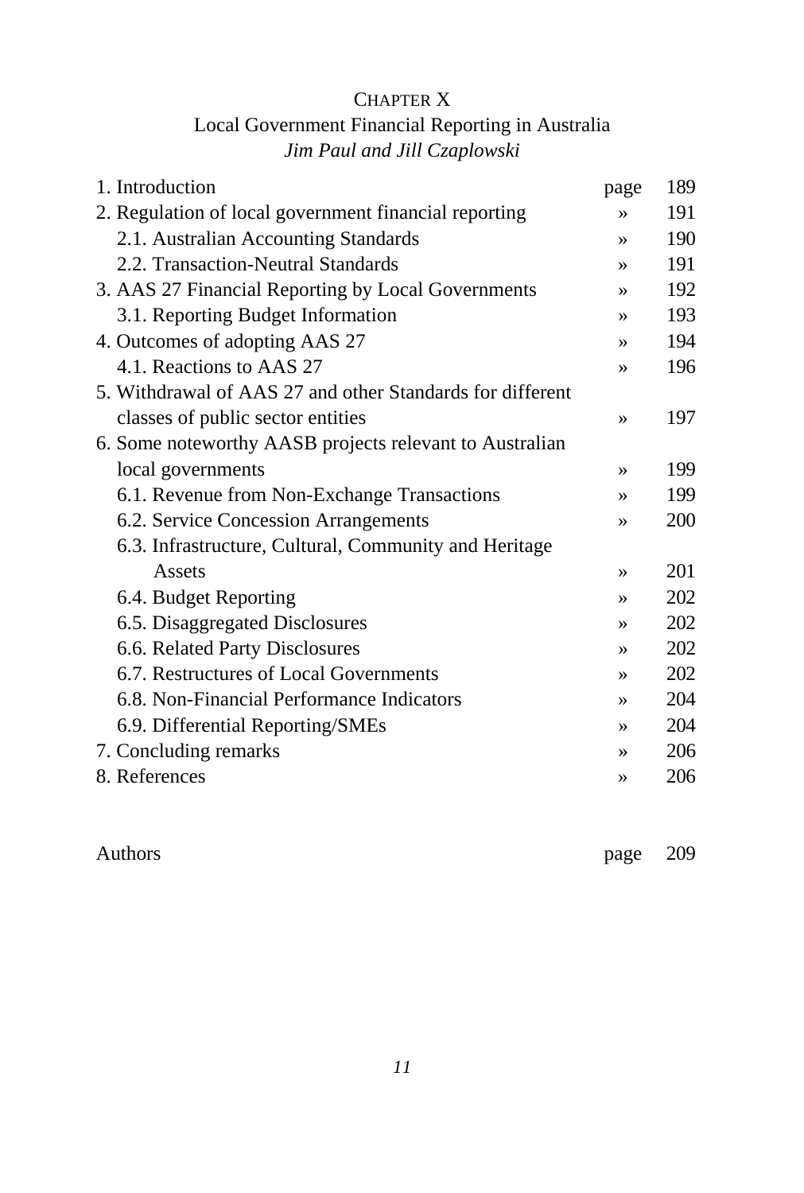CHAPTER X

Local Government Financial Reporting in Australia

*Jim Paul and Jill Czaplowski*

| | | |
|---|---|---|
| 1. Introduction | page | 189 |
| 2. Regulation of local government financial reporting | » | 191 |
| 2.1. Australian Accounting Standards | » | 190 |
| 2.2. Transaction-Neutral Standards | » | 191 |
| 3. AAS 27 Financial Reporting by Local Governments | » | 192 |
| 3.1. Reporting Budget Information | » | 193 |
| 4. Outcomes of adopting AAS 27 | » | 194 |
| 4.1. Reactions to AAS 27 | » | 196 |
| 5. Withdrawal of AAS 27 and other Standards for different classes of public sector entities | » | 197 |
| 6. Some noteworthy AASB projects relevant to Australian local governments | » | 199 |
| 6.1. Revenue from Non-Exchange Transactions | » | 199 |
| 6.2. Service Concession Arrangements | » | 200 |
| 6.3. Infrastructure, Cultural, Community and Heritage Assets | » | 201 |
| 6.4. Budget Reporting | » | 202 |
| 6.5. Disaggregated Disclosures | » | 202 |
| 6.6. Related Party Disclosures | » | 202 |
| 6.7. Restructures of Local Governments | » | 202 |
| 6.8. Non-Financial Performance Indicators | » | 204 |
| 6.9. Differential Reporting/SMEs | » | 204 |
| 7. Concluding remarks | » | 206 |
| 8. References | » | 206 |

| | | |
|---|---|---|
| Authors | page | 209 |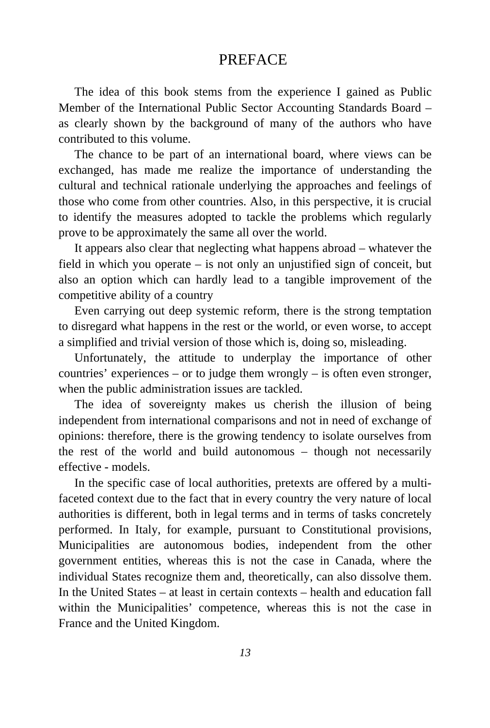# PREFACE

The idea of this book stems from the experience I gained as Public Member of the International Public Sector Accounting Standards Board – as clearly shown by the background of many of the authors who have contributed to this volume.

The chance to be part of an international board, where views can be exchanged, has made me realize the importance of understanding the cultural and technical rationale underlying the approaches and feelings of those who come from other countries. Also, in this perspective, it is crucial to identify the measures adopted to tackle the problems which regularly prove to be approximately the same all over the world.

It appears also clear that neglecting what happens abroad – whatever the field in which you operate – is not only an unjustified sign of conceit, but also an option which can hardly lead to a tangible improvement of the competitive ability of a country

Even carrying out deep systemic reform, there is the strong temptation to disregard what happens in the rest or the world, or even worse, to accept a simplified and trivial version of those which is, doing so, misleading.

Unfortunately, the attitude to underplay the importance of other countries' experiences – or to judge them wrongly – is often even stronger, when the public administration issues are tackled.

The idea of sovereignty makes us cherish the illusion of being independent from international comparisons and not in need of exchange of opinions: therefore, there is the growing tendency to isolate ourselves from the rest of the world and build autonomous – though not necessarily effective - models.

In the specific case of local authorities, pretexts are offered by a multi-faceted context due to the fact that in every country the very nature of local authorities is different, both in legal terms and in terms of tasks concretely performed. In Italy, for example, pursuant to Constitutional provisions, Municipalities are autonomous bodies, independent from the other government entities, whereas this is not the case in Canada, where the individual States recognize them and, theoretically, can also dissolve them. In the United States – at least in certain contexts – health and education fall within the Municipalities' competence, whereas this is not the case in France and the United Kingdom.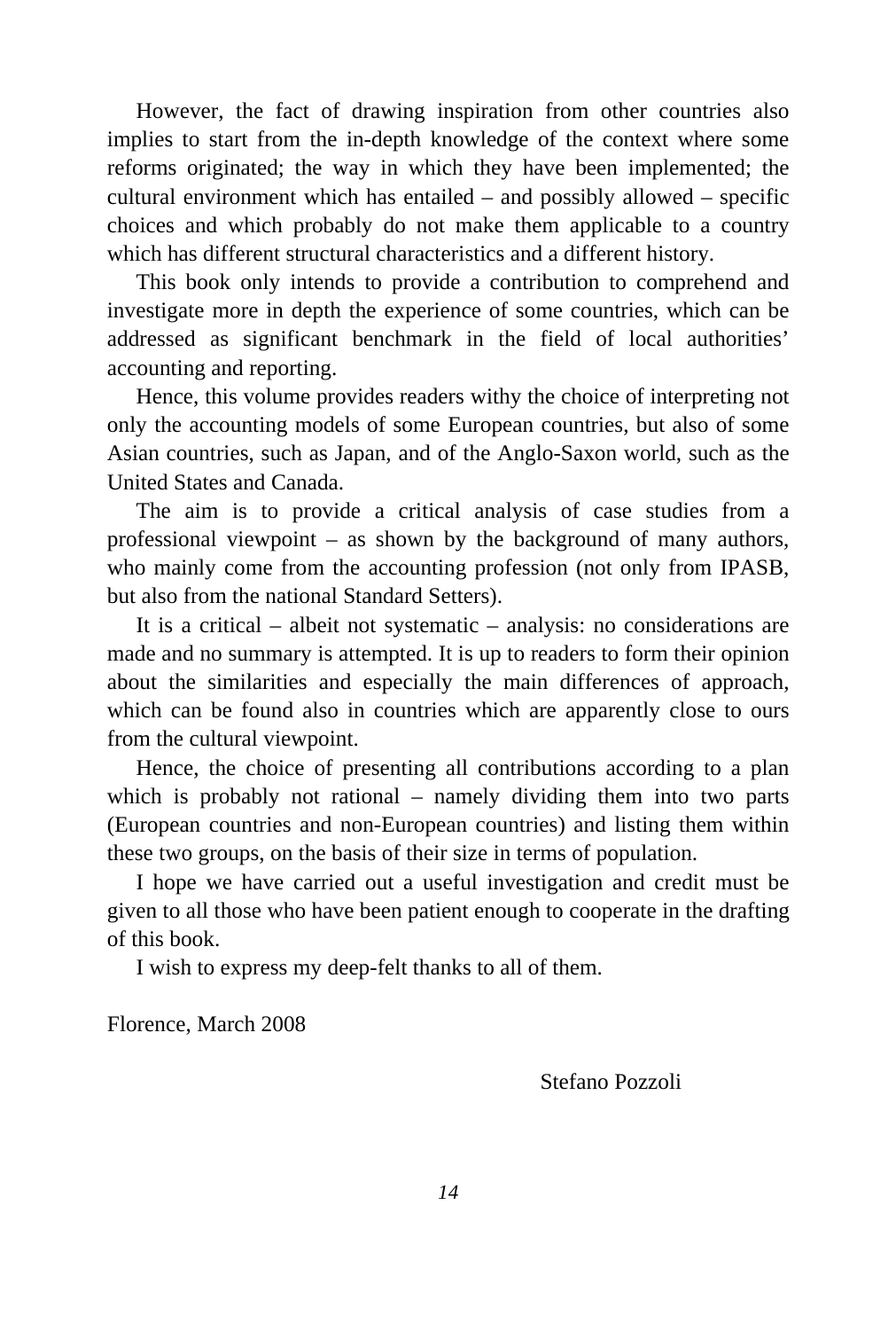However, the fact of drawing inspiration from other countries also implies to start from the in-depth knowledge of the context where some reforms originated; the way in which they have been implemented; the cultural environment which has entailed – and possibly allowed – specific choices and which probably do not make them applicable to a country which has different structural characteristics and a different history.

This book only intends to provide a contribution to comprehend and investigate more in depth the experience of some countries, which can be addressed as significant benchmark in the field of local authorities' accounting and reporting.

Hence, this volume provides readers withy the choice of interpreting not only the accounting models of some European countries, but also of some Asian countries, such as Japan, and of the Anglo-Saxon world, such as the United States and Canada.

The aim is to provide a critical analysis of case studies from a professional viewpoint – as shown by the background of many authors, who mainly come from the accounting profession (not only from IPASB, but also from the national Standard Setters).

It is a critical – albeit not systematic – analysis: no considerations are made and no summary is attempted. It is up to readers to form their opinion about the similarities and especially the main differences of approach, which can be found also in countries which are apparently close to ours from the cultural viewpoint.

Hence, the choice of presenting all contributions according to a plan which is probably not rational – namely dividing them into two parts (European countries and non-European countries) and listing them within these two groups, on the basis of their size in terms of population.

I hope we have carried out a useful investigation and credit must be given to all those who have been patient enough to cooperate in the drafting of this book.

I wish to express my deep-felt thanks to all of them.

Florence, March 2008

Stefano Pozzoli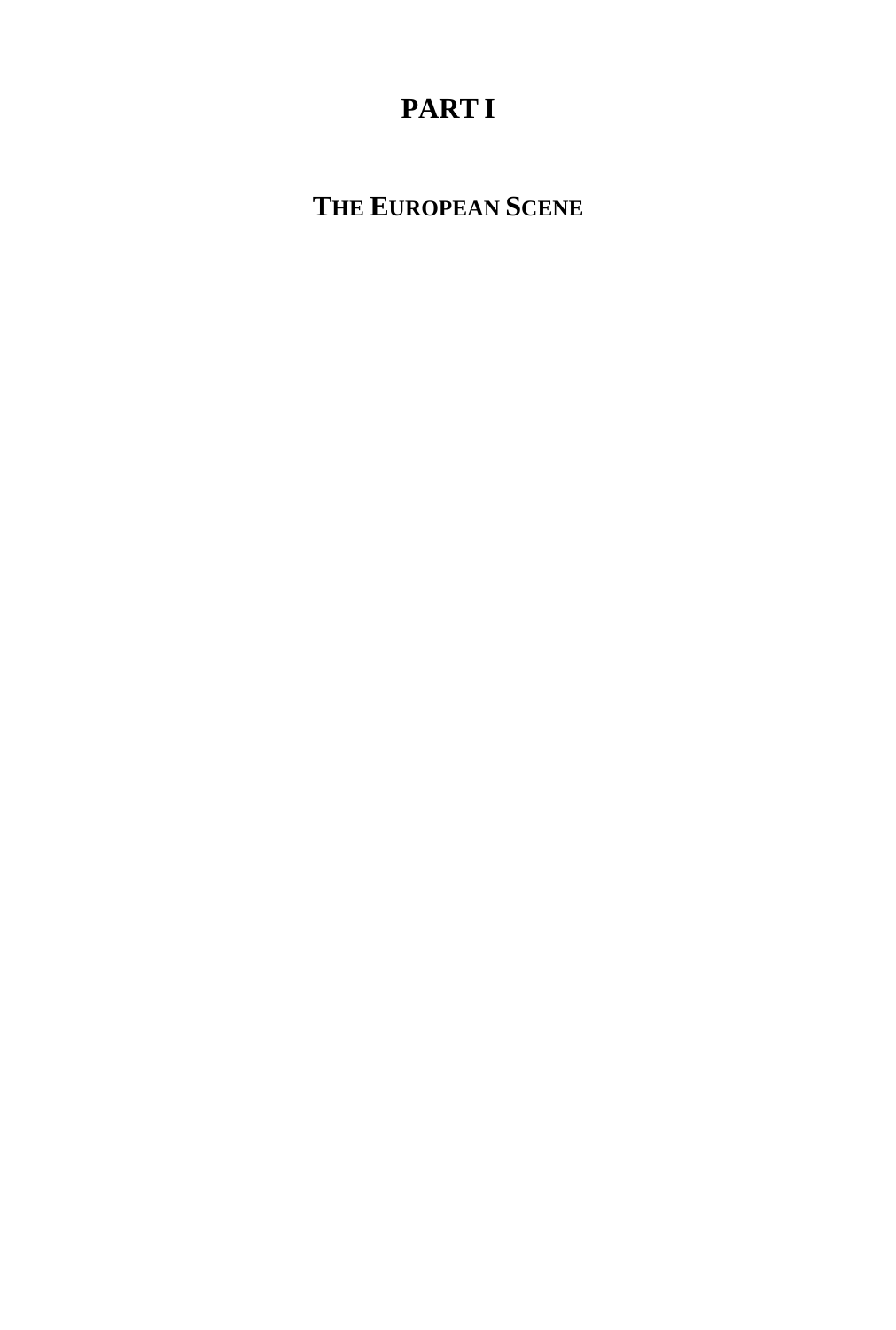# PART I

## THE EUROPEAN SCENE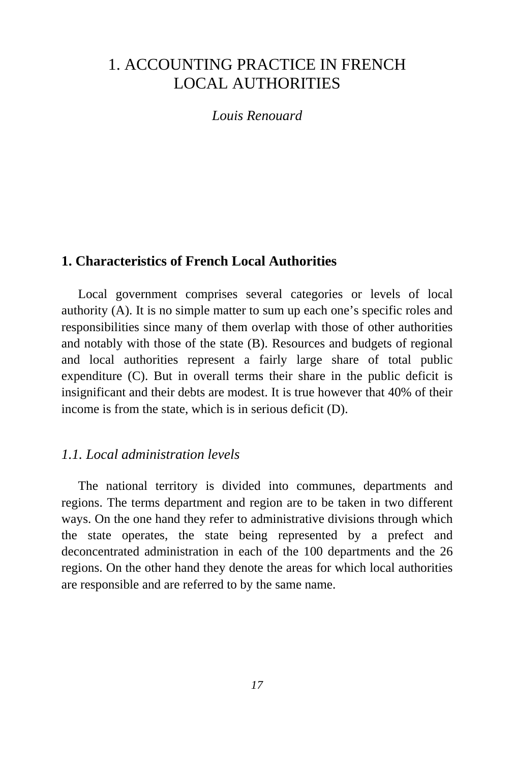# 1. ACCOUNTING PRACTICE IN FRENCH LOCAL AUTHORITIES

*Louis Renouard*

## 1. Characteristics of French Local Authorities

Local government comprises several categories or levels of local authority (A). It is no simple matter to sum up each one's specific roles and responsibilities since many of them overlap with those of other authorities and notably with those of the state (B). Resources and budgets of regional and local authorities represent a fairly large share of total public expenditure (C). But in overall terms their share in the public deficit is insignificant and their debts are modest. It is true however that 40% of their income is from the state, which is in serious deficit (D).

### *1.1. Local administration levels*

The national territory is divided into communes, departments and regions. The terms department and region are to be taken in two different ways. On the one hand they refer to administrative divisions through which the state operates, the state being represented by a prefect and deconcentrated administration in each of the 100 departments and the 26 regions. On the other hand they denote the areas for which local authorities are responsible and are referred to by the same name.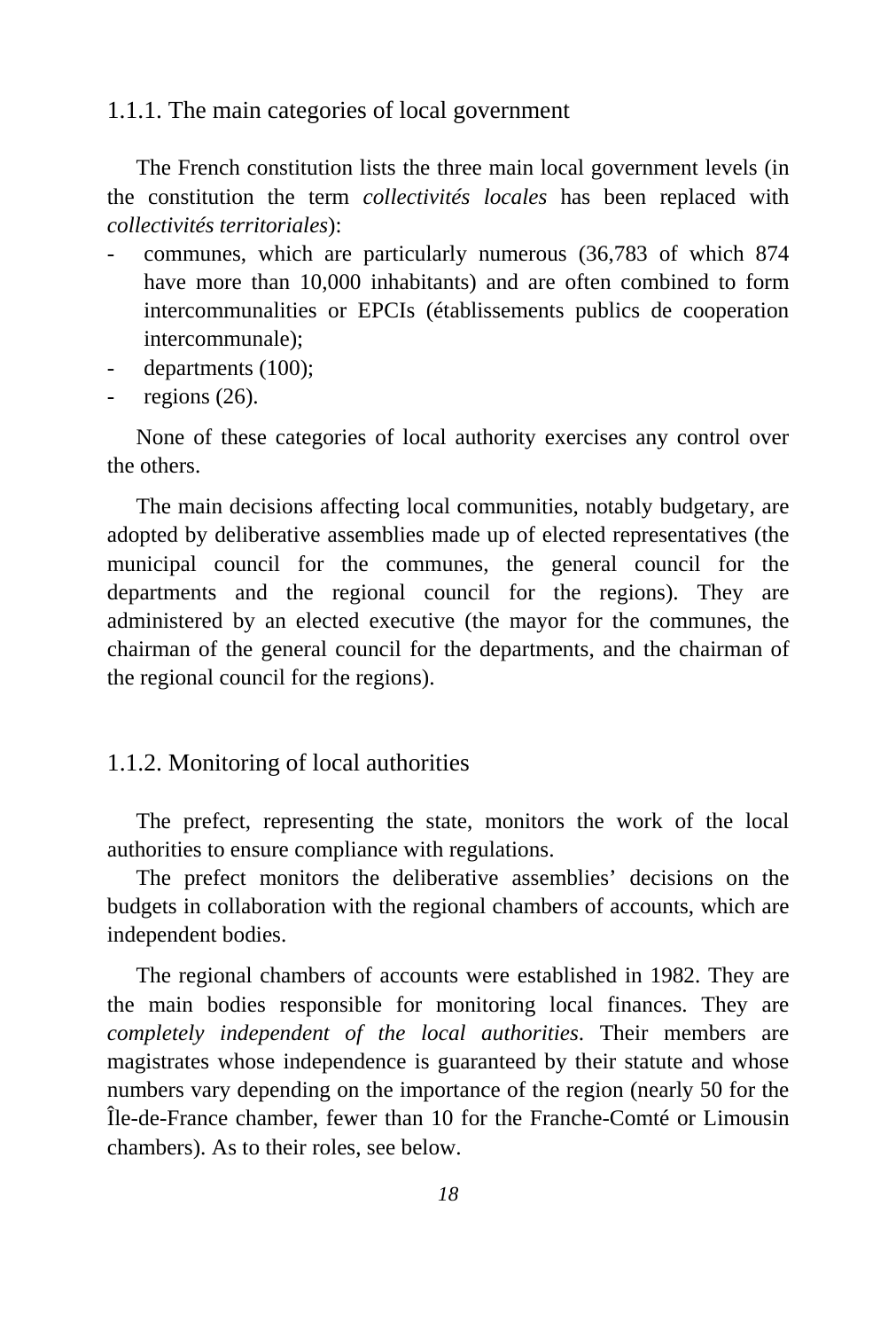### 1.1.1. The main categories of local government

The French constitution lists the three main local government levels (in the constitution the term *collectivités locales* has been replaced with *collectivités territoriales*):

- communes, which are particularly numerous (36,783 of which 874 have more than 10,000 inhabitants) and are often combined to form intercommunalities or EPCIs (établissements publics de cooperation intercommunale);
- departments (100);
- regions (26).

None of these categories of local authority exercises any control over the others.

The main decisions affecting local communities, notably budgetary, are adopted by deliberative assemblies made up of elected representatives (the municipal council for the communes, the general council for the departments and the regional council for the regions). They are administered by an elected executive (the mayor for the communes, the chairman of the general council for the departments, and the chairman of the regional council for the regions).

### 1.1.2. Monitoring of local authorities

The prefect, representing the state, monitors the work of the local authorities to ensure compliance with regulations.

The prefect monitors the deliberative assemblies' decisions on the budgets in collaboration with the regional chambers of accounts, which are independent bodies.

The regional chambers of accounts were established in 1982. They are the main bodies responsible for monitoring local finances. They are *completely independent of the local authorities*. Their members are magistrates whose independence is guaranteed by their statute and whose numbers vary depending on the importance of the region (nearly 50 for the Île-de-France chamber, fewer than 10 for the Franche-Comté or Limousin chambers). As to their roles, see below.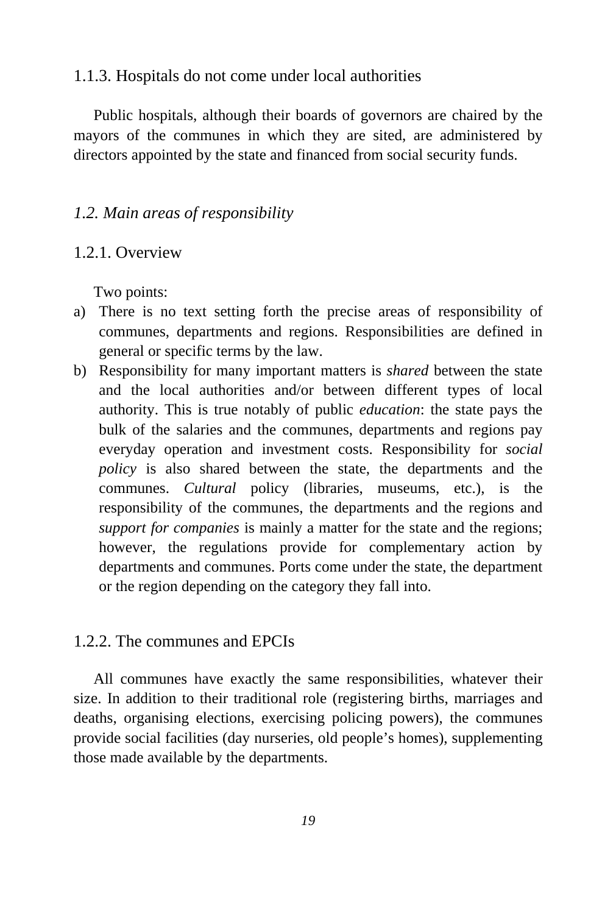### 1.1.3. Hospitals do not come under local authorities

Public hospitals, although their boards of governors are chaired by the mayors of the communes in which they are sited, are administered by directors appointed by the state and financed from social security funds.

## *1.2. Main areas of responsibility*

### 1.2.1. Overview

Two points:

a) There is no text setting forth the precise areas of responsibility of communes, departments and regions. Responsibilities are defined in general or specific terms by the law.
b) Responsibility for many important matters is *shared* between the state and the local authorities and/or between different types of local authority. This is true notably of public *education*: the state pays the bulk of the salaries and the communes, departments and regions pay everyday operation and investment costs. Responsibility for *social policy* is also shared between the state, the departments and the communes. *Cultural* policy (libraries, museums, etc.), is the responsibility of the communes, the departments and the regions and *support for companies* is mainly a matter for the state and the regions; however, the regulations provide for complementary action by departments and communes. Ports come under the state, the department or the region depending on the category they fall into.

### 1.2.2. The communes and EPCIs

All communes have exactly the same responsibilities, whatever their size. In addition to their traditional role (registering births, marriages and deaths, organising elections, exercising policing powers), the communes provide social facilities (day nurseries, old people's homes), supplementing those made available by the departments.